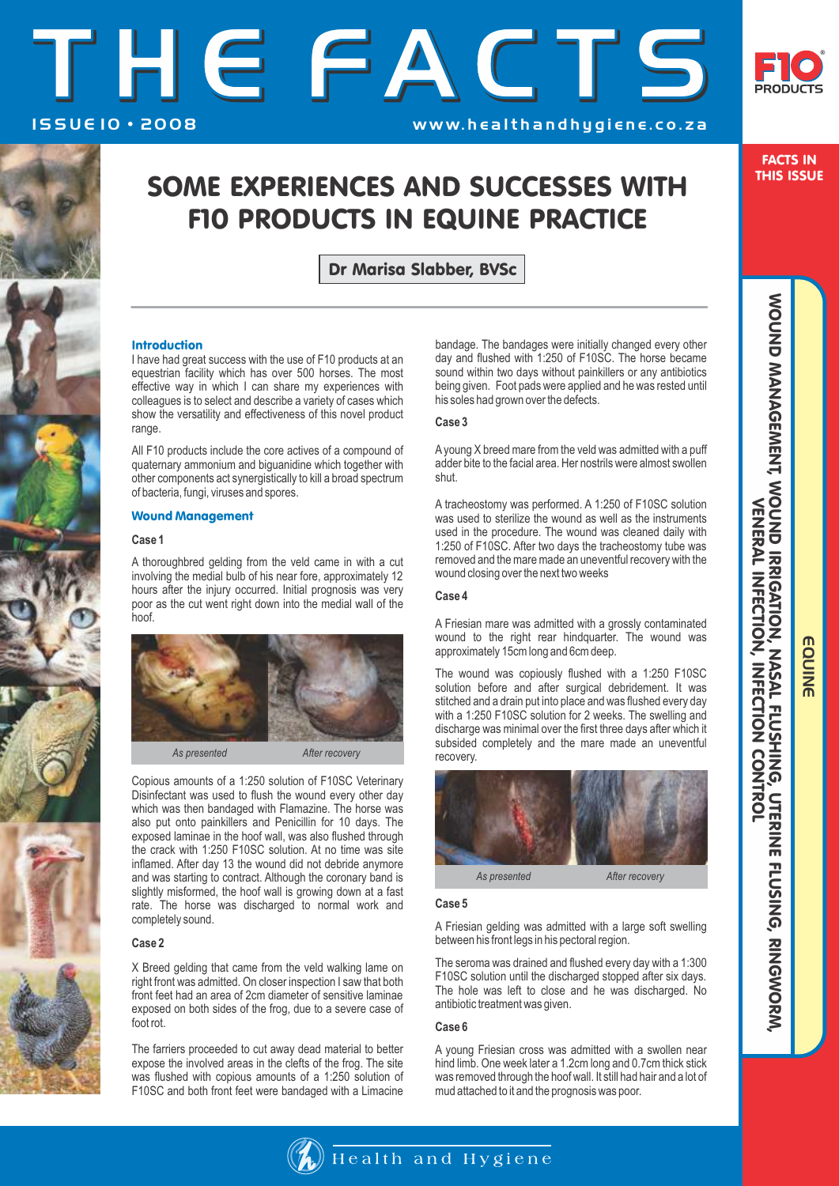# THE FACTS

ISSUE 10 • 2008

FACTS IN THIS ISSUE

EQUINE

WOUND MANAGEMENT, WOUND IRRIGATION, NASAL FLUSHING, UTERINE FLUSING, RINGWORM, VENERAL INFECTION, INFECTION CONTROL

## SOME EXPERIENCES AND SUCCESSES WITH F10 PRODUCTS IN EQUINE PRACTICE

**Dr Marisa Slabber, BVSc**

### Introduction

I have had great success with the use of F10 products at an equestrian facility which has over 500 horses. The most effective way in which I can share my experiences with colleagues is to select and describe a variety of cases which show the versatility and effectiveness of this novel product range.

All F10 products include the core actives of a compound of quaternary ammonium and biguanidine which together with other components act synergistically to kill a broad spectrum of bacteria, fungi, viruses and spores.

### Wound Management

**Case 1**

A thoroughbred gelding from the veld came in with a cut involving the medial bulb of his near fore, approximately 12 hours after the injury occurred. Initial prognosis was very poor as the cut went right down into the medial wall of the hoof.

*As presented* *After recovery*

Copious amounts of a 1:250 solution of F10SC Veterinary Disinfectant was used to flush the wound every other day which was then bandaged with Flamazine. The horse was also put onto painkillers and Penicillin for 10 days. The exposed laminae in the hoof wall, was also flushed through the crack with 1:250 F10SC solution. At no time was site inflamed. After day 13 the wound did not debride anymore and was starting to contract. Although the coronary band is slightly misformed, the hoof wall is growing down at a fast rate. The horse was discharged to normal work and completely sound.

**Case 2**

X Breed gelding that came from the veld walking lame on right front was admitted. On closer inspection I saw that both front feet had an area of 2cm diameter of sensitive laminae exposed on both sides of the frog, due to a severe case of foot rot.

The farriers proceeded to cut away dead material to better expose the involved areas in the clefts of the frog. The site was flushed with copious amounts of a 1:250 solution of F10SC and both front feet were bandaged with a Limacine bandage. The bandages were initially changed every other day and flushed with 1:250 of F10SC. The horse became sound within two days without painkillers or any antibiotics being given. Foot pads were applied and he was rested until his soles had grown over the defects.

**Case 3**

A young X breed mare from the veld was admitted with a puff adder bite to the facial area. Her nostrils were almost swollen shut.

A tracheostomy was performed. A 1:250 of F10SC solution was used to sterilize the wound as well as the instruments used in the procedure. The wound was cleaned daily with 1:250 of F10SC. After two days the tracheostomy tube was removed and the mare made an uneventful recovery with the wound closing over the next two weeks

**Case 4**

A Friesian mare was admitted with a grossly contaminated wound to the right rear hindquarter. The wound was approximately 15cm long and 6cm deep.

The wound was copiously flushed with a 1:250 F10SC solution before and after surgical debridement. It was stitched and a drain put into place and was flushed every day with a 1:250 F10SC solution for 2 weeks. The swelling and discharge was minimal over the first three days after which it subsided completely and the mare made an uneventful recovery.

*As presented* *After recovery*

**Case 5**

A Friesian gelding was admitted with a large soft swelling between his front legs in his pectoral region.

The seroma was drained and flushed every day with a 1:300 F10SC solution until the discharged stopped after six days. The hole was left to close and he was discharged. No antibiotic treatment was given.

**Case 6**

A young Friesian cross was admitted with a swollen near hind limb. One week later a 1.2cm long and 0.7cm thick stick was removed through the hoof wall. It still had hair and a lot of mud attached to it and the prognosis was poor.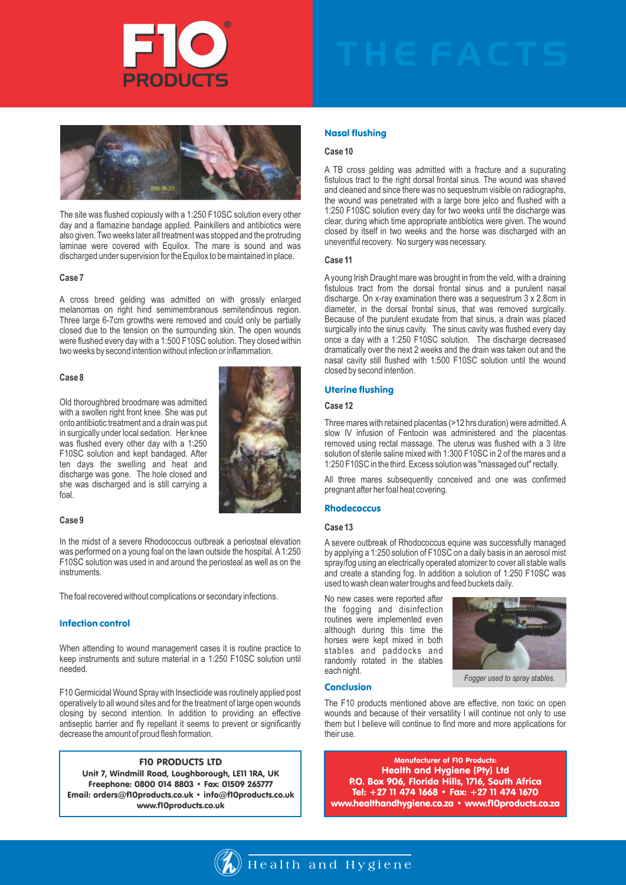# F10 PRODUCTS

# THE FACTS

The site was flushed copiously with a 1:250 F10SC solution every other day and a flamazine bandage applied. Painkillers and antibiotics were also given. Two weeks later all treatment was stopped and the protruding laminae were covered with Equilox. The mare is sound and was discharged under supervision for the Equilox to be maintained in place.

### Case 7

A cross breed gelding was admitted on with grossly enlarged melanomas on right hind semimembranous semitendinous region. Three large 6-7cm growths were removed and could only be partially closed due to the tension on the surrounding skin. The open wounds were flushed every day with a 1:500 F10SC solution. They closed within two weeks by second intention without infection or inflammation.

### Case 8

Old thoroughbred broodmare was admitted with a swollen right front knee. She was put onto antibiotic treatment and a drain was put in surgically under local sedation. Her knee was flushed every other day with a 1:250 F10SC solution and kept bandaged. After ten days the swelling and heat and discharge was gone. The hole closed and she was discharged and is still carrying a foal.

### Case 9

In the midst of a severe Rhodococcus outbreak a periosteal elevation was performed on a young foal on the lawn outside the hospital. A 1:250 F10SC solution was used in and around the periosteal as well as on the instruments.

The foal recovered without complications or secondary infections.

## Infection control

When attending to wound management cases it is routine practice to keep instruments and suture material in a 1:250 F10SC solution until needed.

F10 Germicidal Wound Spray with Insecticide was routinely applied post operatively to all wound sites and for the treatment of large open wounds closing by second intention. In addition to providing an effective antiseptic barrier and fly repellant it seems to prevent or significantly decrease the amount of proud flesh formation.

**F10 PRODUCTS LTD**
**Unit 7, Windmill Road, Loughborough, LE11 1RA, UK**
**Freephone: 0800 014 8803 • Fax: 01509 265777**
**Email: orders@f10products.co.uk • info@f10products.co.uk**
**www.f10products.co.uk**

## Nasal flushing

### Case 10

A TB cross gelding was admitted with a fracture and a supurating fistulous tract to the right dorsal frontal sinus. The wound was shaved and cleaned and since there was no sequestrum visible on radiographs, the wound was penetrated with a large bore jelco and flushed with a 1:250 F10SC solution every day for two weeks until the discharge was clear, during which time appropriate antibiotics were given. The wound closed by itself in two weeks and the horse was discharged with an uneventful recovery. No surgery was necessary.

### Case 11

A young Irish Draught mare was brought in from the veld, with a draining fistulous tract from the dorsal frontal sinus and a purulent nasal discharge. On x-ray examination there was a sequestrum 3 x 2.8cm in diameter, in the dorsal frontal sinus, that was removed surgically. Because of the purulent exudate from that sinus, a drain was placed surgically into the sinus cavity. The sinus cavity was flushed every day once a day with a 1:250 F10SC solution. The discharge decreased dramatically over the next 2 weeks and the drain was taken out and the nasal cavity still flushed with 1:500 F10SC solution until the wound closed by second intention.

## Uterine flushing

### Case 12

Three mares with retained placentas (>12 hrs duration) were admitted. A slow IV infusion of Fentocin was administered and the placentas removed using rectal massage. The uterus was flushed with a 3 litre solution of sterile saline mixed with 1:300 F10SC in 2 of the mares and a 1:250 F10SC in the third. Excess solution was "massaged out" rectally.

All three mares subsequently conceived and one was confirmed pregnant after her foal heat covering.

## Rhodecoccus

### Case 13

A severe outbreak of Rhodococcus equine was successfully managed by applying a 1:250 solution of F10SC on a daily basis in an aerosol mist spray/fog using an electrically operated atomizer to cover all stable walls and create a standing fog. In addition a solution of 1:250 F10SC was used to wash clean water troughs and feed buckets daily.

No new cases were reported after the fogging and disinfection routines were implemented even although during this time the horses were kept mixed in both stables and paddocks and randomly rotated in the stables each night.

*Fogger used to spray stables.*

## Conclusion

The F10 products mentioned above are effective, non toxic on open wounds and because of their versatility I will continue not only to use them but I believe will continue to find more and more applications for their use.

**Manufacturer of F10 Products:**
**Health and Hygiene (Pty) Ltd**
**P.O. Box 906, Florida Hills, 1716, South Africa**
**Tel: +27 11 474 1668 • Fax: +27 11 474 1670**
**www.healthandhygiene.co.za • www.f10products.co.za**

Health and Hygiene